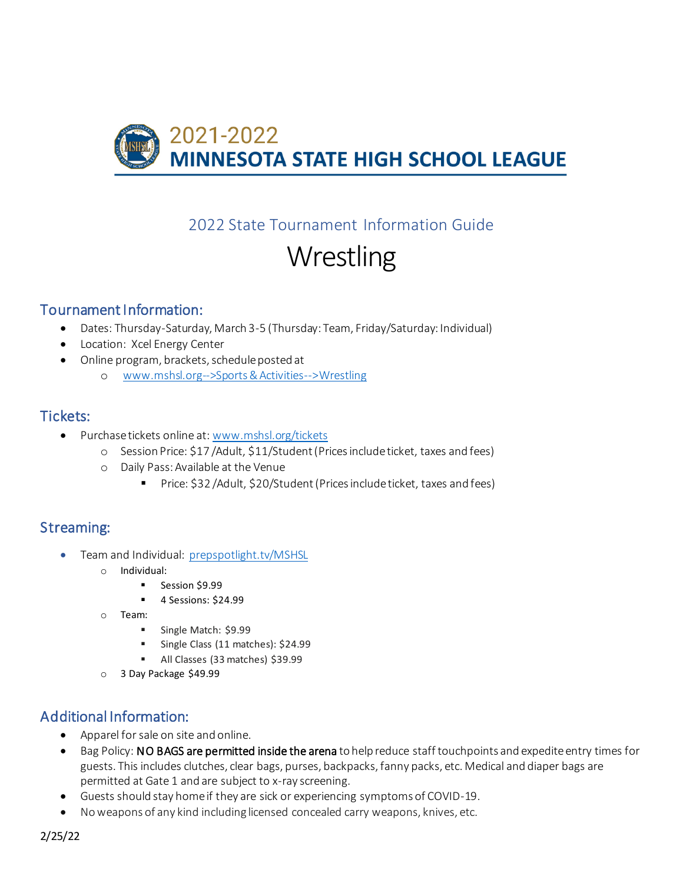# 2021-2022 MINNESOTA STATE HIGH SCHOOL LEAGUE

## 2022 State Tournament Information Guide

# Wrestling

## Tournament Information:

- Dates: Thursday-Saturday, March 3-5 (Thursday: Team, Friday/Saturday: Individual)
- Location: Xcel Energy Center
- Online program, brackets, schedule posted at
  - www.mshsl.org-->Sports & Activities-->Wrestling

## Tickets:

- Purchase tickets online at: www.mshsl.org/tickets
  - Session Price: $17 /Adult, $11/Student (Prices include ticket, taxes and fees)
  - Daily Pass: Available at the Venue
    - Price: $32 /Adult, $20/Student (Prices include ticket, taxes and fees)

## Streaming:

- Team and Individual: prepspotlight.tv/MSHSL
  - Individual:
    - Session $9.99
    - 4 Sessions: $24.99
  - Team:
    - Single Match: $9.99
    - Single Class (11 matches): $24.99
    - All Classes (33 matches) $39.99
  - 3 Day Package $49.99

## Additional Information:

- Apparel for sale on site and online.
- Bag Policy: **NO BAGS are permitted inside the arena** to help reduce staff touchpoints and expedite entry times for guests. This includes clutches, clear bags, purses, backpacks, fanny packs, etc. Medical and diaper bags are permitted at Gate 1 and are subject to x-ray screening.
- Guests should stay home if they are sick or experiencing symptoms of COVID-19.
- No weapons of any kind including licensed concealed carry weapons, knives, etc.

2/25/22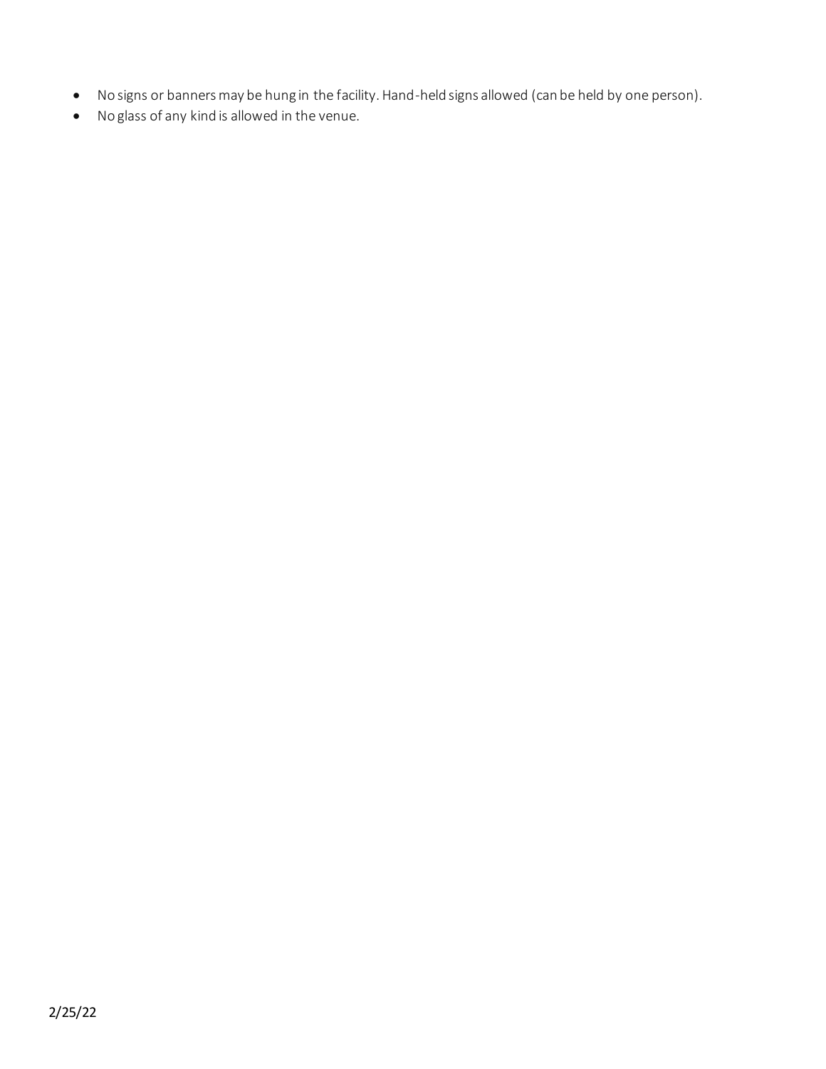- No signs or banners may be hung in the facility. Hand-held signs allowed (can be held by one person).
- No glass of any kind is allowed in the venue.

2/25/22